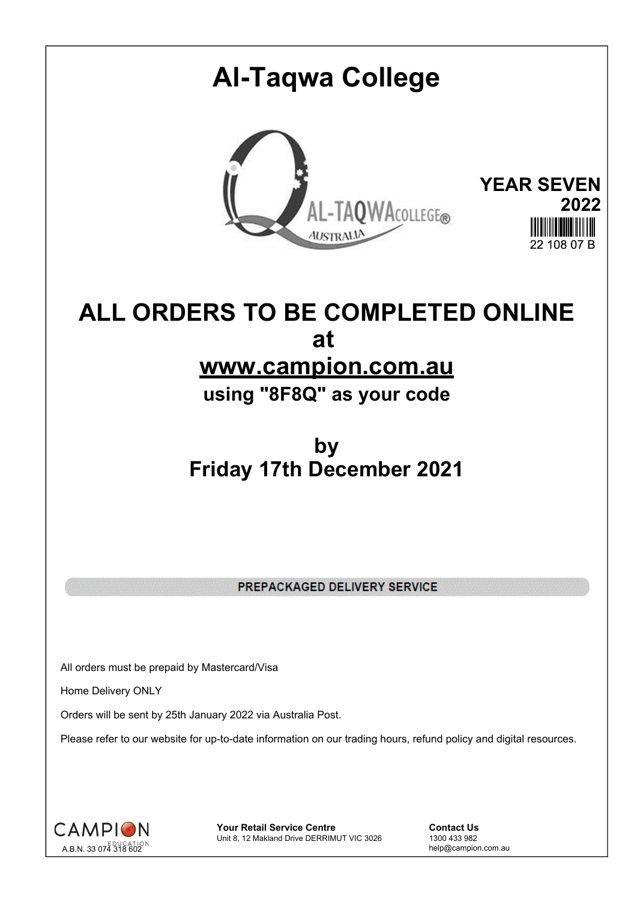# Al-Taqwa College

**YEAR SEVEN**
**2022**

22 108 07 B

## ALL ORDERS TO BE COMPLETED ONLINE
## at
## www.campion.com.au
### using "8F8Q" as your code

## by
## Friday 17th December 2021

**PREPACKAGED DELIVERY SERVICE**

All orders must be prepaid by Mastercard/Visa

Home Delivery ONLY

Orders will be sent by 25th January 2022 via Australia Post.

Please refer to our website for up-to-date information on our trading hours, refund policy and digital resources.

CAMPION EDUCATION
A.B.N. 33 074 318 602

**Your Retail Service Centre**
Unit 8, 12 Makland Drive DERRIMUT VIC 3026

**Contact Us**
1300 433 982
help@campion.com.au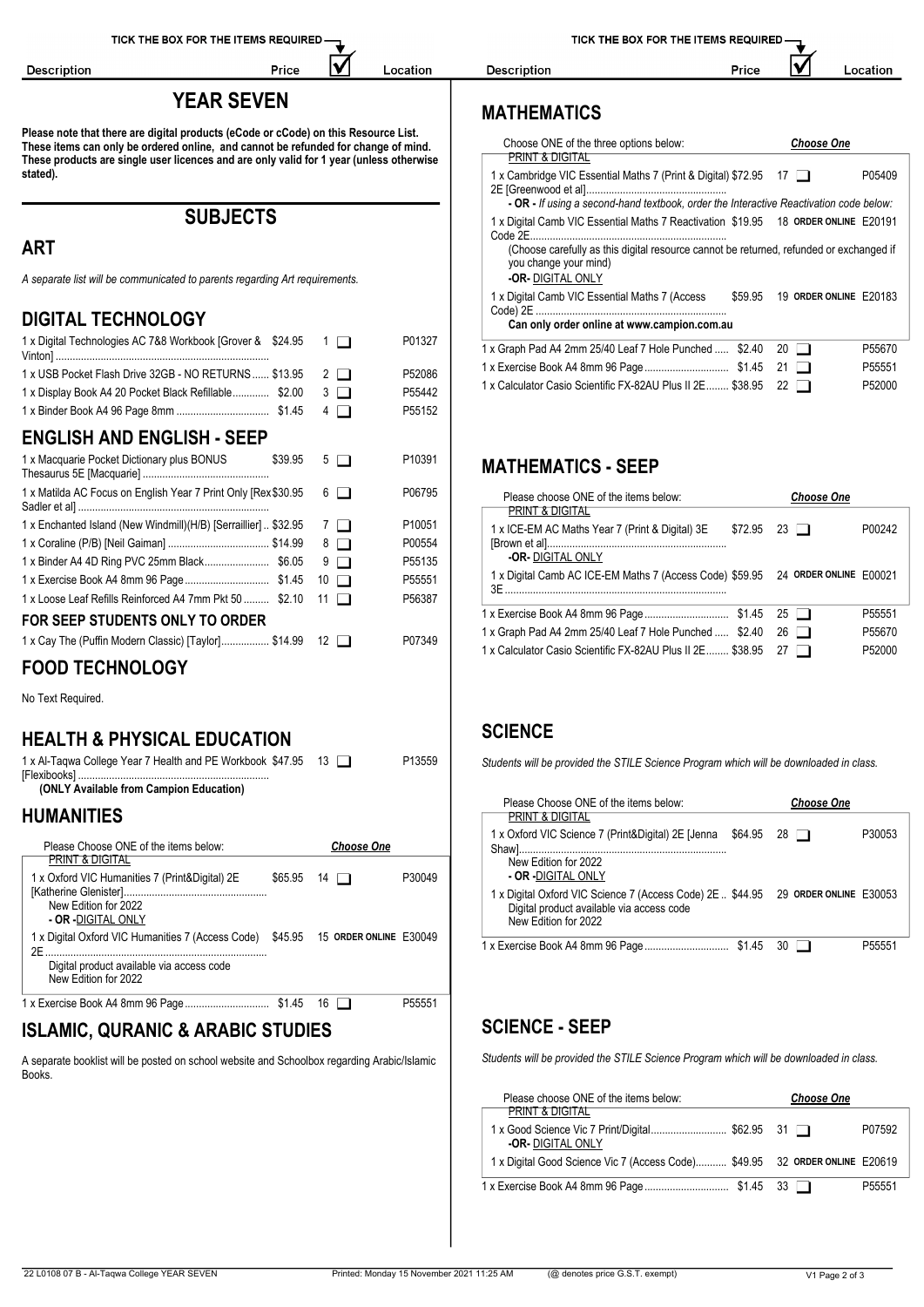TICK THE BOX FOR THE ITEMS REQUIRED

# YEAR SEVEN

**Please note that there are digital products (eCode or cCode) on this Resource List. These items can only be ordered online, and cannot be refunded for change of mind. These products are single user licences and are only valid for 1 year (unless otherwise stated).**

## SUBJECTS

### ART

*A separate list will be communicated to parents regarding Art requirements.*

### DIGITAL TECHNOLOGY

| Description | Price | ☑ | Location |
|---|---|---|---|
| 1 x Digital Technologies AC 7&8 Workbook [Grover & Vinton] | $24.95 | 1 ❑ | P01327 |
| 1 x USB Pocket Flash Drive 32GB - NO RETURNS | $13.95 | 2 ❑ | P52086 |
| 1 x Display Book A4 20 Pocket Black Refillable | $2.00 | 3 ❑ | P55442 |
| 1 x Binder Book A4 96 Page 8mm | $1.45 | 4 ❑ | P55152 |

### ENGLISH AND ENGLISH - SEEP

| Description | Price | ☑ | Location |
|---|---|---|---|
| 1 x Macquarie Pocket Dictionary plus BONUS Thesaurus 5E [Macquarie] | $39.95 | 5 ❑ | P10391 |
| 1 x Matilda AC Focus on English Year 7 Print Only [Rex Sadler et al] | $30.95 | 6 ❑ | P06795 |
| 1 x Enchanted Island (New Windmill)(H/B) [Serraillier] | $32.95 | 7 ❑ | P10051 |
| 1 x Coraline (P/B) [Neil Gaiman] | $14.99 | 8 ❑ | P00554 |
| 1 x Binder A4 4D Ring PVC 25mm Black | $6.05 | 9 ❑ | P55135 |
| 1 x Exercise Book A4 8mm 96 Page | $1.45 | 10 ❑ | P55551 |
| 1 x Loose Leaf Refills Reinforced A4 7mm Pkt 50 | $2.10 | 11 ❑ | P56387 |

**FOR SEEP STUDENTS ONLY TO ORDER**

| Description | Price | ☑ | Location |
|---|---|---|---|
| 1 x Cay The (Puffin Modern Classic) [Taylor] | $14.99 | 12 ❑ | P07349 |

### FOOD TECHNOLOGY

No Text Required.

### HEALTH & PHYSICAL EDUCATION

| Description | Price | ☑ | Location |
|---|---|---|---|
| 1 x Al-Taqwa College Year 7 Health and PE Workbook [Flexibooks] **(ONLY Available from Campion Education)** | $47.95 | 13 ❑ | P13559 |

### HUMANITIES

| Please Choose ONE of the items below: | | *Choose One* | |
|---|---|---|---|
| PRINT & DIGITAL | | | |
| 1 x Oxford VIC Humanities 7 (Print&Digital) 2E [Katherine Glenister] New Edition for 2022 | $65.95 | 14 ❑ | P30049 |
| - OR - DIGITAL ONLY | | | |
| 1 x Digital Oxford VIC Humanities 7 (Access Code) 2E Digital product available via access code New Edition for 2022 | $45.95 | 15 ORDER ONLINE | E30049 |

| Description | Price | ☑ | Location |
|---|---|---|---|
| 1 x Exercise Book A4 8mm 96 Page | $1.45 | 16 ❑ | P55551 |

### ISLAMIC, QURANIC & ARABIC STUDIES

A separate booklist will be posted on school website and Schoolbox regarding Arabic/Islamic Books.

### MATHEMATICS

| Choose ONE of the three options below: | | *Choose One* | |
|---|---|---|---|
| PRINT & DIGITAL | | | |
| 1 x Cambridge VIC Essential Maths 7 (Print & Digital) 2E [Greenwood et al] | $72.95 | 17 ❑ | P05409 |
| - OR - *If using a second-hand textbook, order the Interactive Reactivation code below:* | | | |
| 1 x Digital Camb VIC Essential Maths 7 Reactivation Code 2E (Choose carefully as this digital resource cannot be returned, refunded or exchanged if you change your mind) | $19.95 | 18 ORDER ONLINE | E20191 |
| -OR- DIGITAL ONLY | | | |
| 1 x Digital Camb VIC Essential Maths 7 (Access Code) 2E **Can only order online at www.campion.com.au** | $59.95 | 19 ORDER ONLINE | E20183 |

| Description | Price | ☑ | Location |
|---|---|---|---|
| 1 x Graph Pad A4 2mm 25/40 Leaf 7 Hole Punched | $2.40 | 20 ❑ | P55670 |
| 1 x Exercise Book A4 8mm 96 Page | $1.45 | 21 ❑ | P55551 |
| 1 x Calculator Casio Scientific FX-82AU Plus II 2E | $38.95 | 22 ❑ | P52000 |

### MATHEMATICS - SEEP

| Please choose ONE of the items below: | | *Choose One* | |
|---|---|---|---|
| PRINT & DIGITAL | | | |
| 1 x ICE-EM AC Maths Year 7 (Print & Digital) 3E [Brown et al] | $72.95 | 23 ❑ | P00242 |
| -OR- DIGITAL ONLY | | | |
| 1 x Digital Camb AC ICE-EM Maths 7 (Access Code) 3E | $59.95 | 24 ORDER ONLINE | E00021 |

| Description | Price | ☑ | Location |
|---|---|---|---|
| 1 x Exercise Book A4 8mm 96 Page | $1.45 | 25 ❑ | P55551 |
| 1 x Graph Pad A4 2mm 25/40 Leaf 7 Hole Punched | $2.40 | 26 ❑ | P55670 |
| 1 x Calculator Casio Scientific FX-82AU Plus II 2E | $38.95 | 27 ❑ | P52000 |

### SCIENCE

*Students will be provided the STILE Science Program which will be downloaded in class.*

| Please Choose ONE of the items below: | | *Choose One* | |
|---|---|---|---|
| PRINT & DIGITAL | | | |
| 1 x Oxford VIC Science 7 (Print&Digital) 2E [Jenna Shaw] New Edition for 2022 | $64.95 | 28 ❑ | P30053 |
| - OR - DIGITAL ONLY | | | |
| 1 x Digital Oxford VIC Science 7 (Access Code) 2E Digital product available via access code New Edition for 2022 | $44.95 | 29 ORDER ONLINE | E30053 |

| Description | Price | ☑ | Location |
|---|---|---|---|
| 1 x Exercise Book A4 8mm 96 Page | $1.45 | 30 ❑ | P55551 |

### SCIENCE - SEEP

*Students will be provided the STILE Science Program which will be downloaded in class.*

| Please choose ONE of the items below: | | *Choose One* | |
|---|---|---|---|
| PRINT & DIGITAL | | | |
| 1 x Good Science Vic 7 Print/Digital | $62.95 | 31 ❑ | P07592 |
| -OR- DIGITAL ONLY | | | |
| 1 x Digital Good Science Vic 7 (Access Code) | $49.95 | 32 ORDER ONLINE | E20619 |

| Description | Price | ☑ | Location |
|---|---|---|---|
| 1 x Exercise Book A4 8mm 96 Page | $1.45 | 33 ❑ | P55551 |

22 L0108 07 B - Al-Taqwa College YEAR SEVEN    Printed: Monday 15 November 2021 11:25 AM    (@ denotes price G.S.T. exempt)    V1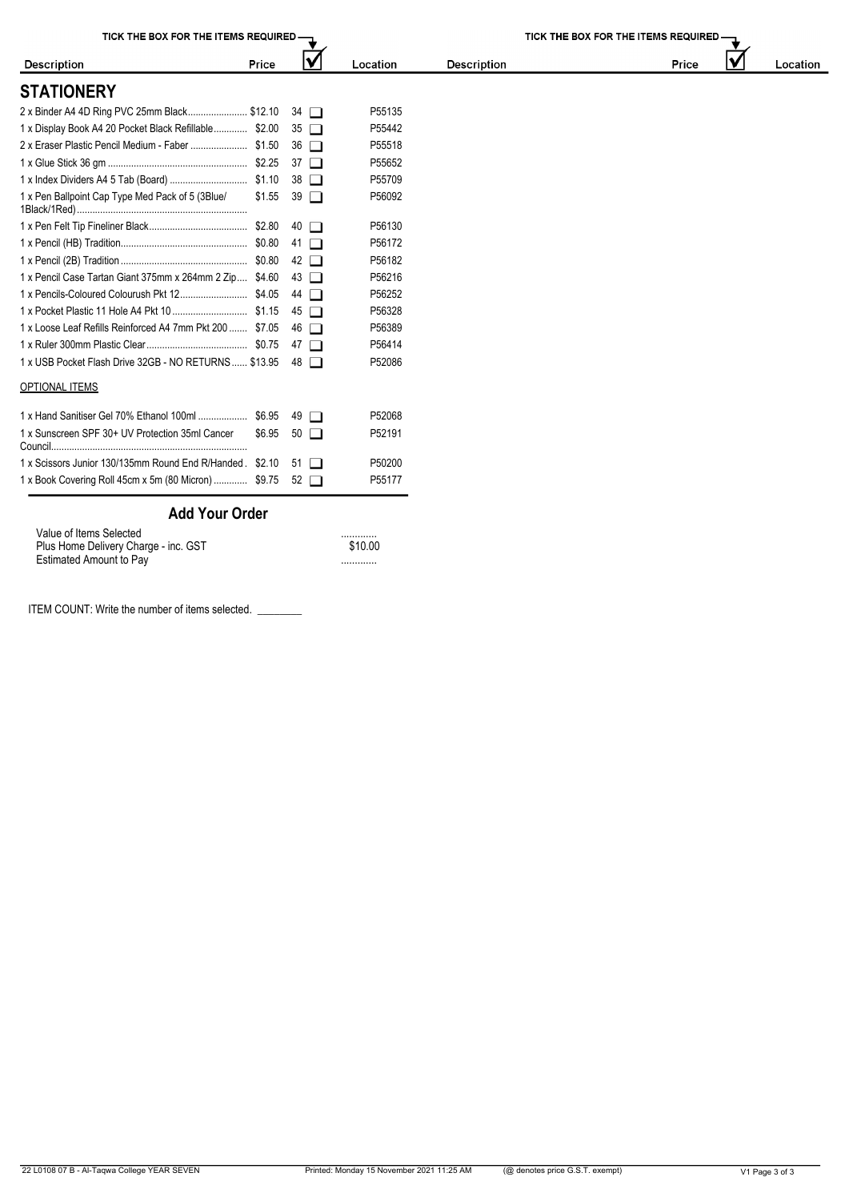TICK THE BOX FOR THE ITEMS REQUIRED

| Description | Price | ☑ | Location |
|---|---|---|---|

## STATIONERY

| Description | Price | ☑ | Location |
|---|---|---|---|
| 2 x Binder A4 4D Ring PVC 25mm Black | $12.10 | 34 ❑ | P55135 |
| 1 x Display Book A4 20 Pocket Black Refillable | $2.00 | 35 ❑ | P55442 |
| 2 x Eraser Plastic Pencil Medium - Faber | $1.50 | 36 ❑ | P55518 |
| 1 x Glue Stick 36 gm | $2.25 | 37 ❑ | P55652 |
| 1 x Index Dividers A4 5 Tab (Board) | $1.10 | 38 ❑ | P55709 |
| 1 x Pen Ballpoint Cap Type Med Pack of 5 (3Blue/ 1Black/1Red) | $1.55 | 39 ❑ | P56092 |
| 1 x Pen Felt Tip Fineliner Black | $2.80 | 40 ❑ | P56130 |
| 1 x Pencil (HB) Tradition | $0.80 | 41 ❑ | P56172 |
| 1 x Pencil (2B) Tradition | $0.80 | 42 ❑ | P56182 |
| 1 x Pencil Case Tartan Giant 375mm x 264mm 2 Zip | $4.60 | 43 ❑ | P56216 |
| 1 x Pencils-Coloured Colourush Pkt 12 | $4.05 | 44 ❑ | P56252 |
| 1 x Pocket Plastic 11 Hole A4 Pkt 10 | $1.15 | 45 ❑ | P56328 |
| 1 x Loose Leaf Refills Reinforced A4 7mm Pkt 200 | $7.05 | 46 ❑ | P56389 |
| 1 x Ruler 300mm Plastic Clear | $0.75 | 47 ❑ | P56414 |
| 1 x USB Pocket Flash Drive 32GB - NO RETURNS | $13.95 | 48 ❑ | P52086 |

OPTIONAL ITEMS

| Description | Price | ☑ | Location |
|---|---|---|---|
| 1 x Hand Sanitiser Gel 70% Ethanol 100ml | $6.95 | 49 ❑ | P52068 |
| 1 x Sunscreen SPF 30+ UV Protection 35ml Cancer Council | $6.95 | 50 ❑ | P52191 |
| 1 x Scissors Junior 130/135mm Round End R/Handed | $2.10 | 51 ❑ | P50200 |
| 1 x Book Covering Roll 45cm x 5m (80 Micron) | $9.75 | 52 ❑ | P55177 |

## Add Your Order

| | |
|---|---|
| Value of Items Selected | ............ |
| Plus Home Delivery Charge - inc. GST | $10.00 |
| Estimated Amount to Pay | ............ |

ITEM COUNT: Write the number of items selected. ________

22 L0108 07 B - Al-Taqwa College YEAR SEVEN Printed: Monday 15 November 2021 11:25 AM (@ denotes price G.S.T. exempt)